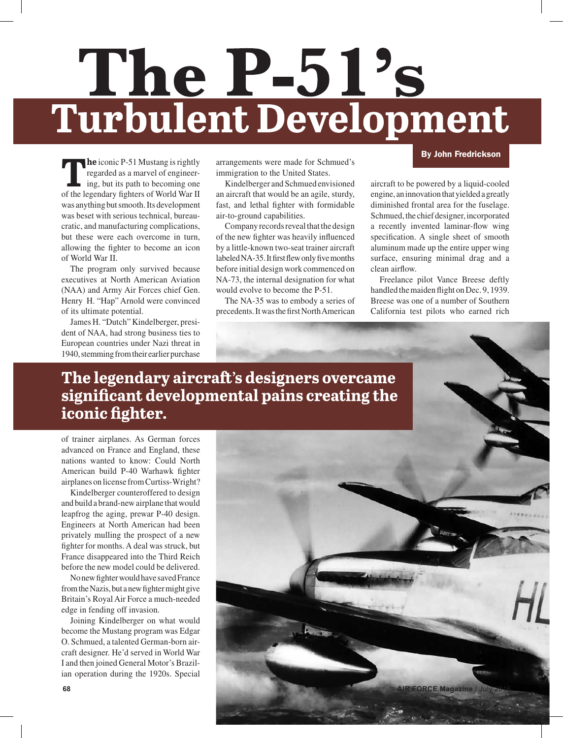# The P-51's Turbulent Development

**The legendary aircraft's designers overcame significant developmental pains creating the iconic fighter.**

By John Fredrickson

**The** iconic P-51 Mustang is rightly regarded as a marvel of engineering, but its path to becoming one of the legendary fighters of World War II was anything but smooth. Its development was beset with serious technical, bureaucratic, and manufacturing complications, but these were each overcome in turn, allowing the fighter to become an icon of World War II.

The program only survived because executives at North American Aviation (NAA) and Army Air Forces chief Gen. Henry H. "Hap" Arnold were convinced of its ultimate potential.

James H. "Dutch" Kindelberger, president of NAA, had strong business ties to European countries under Nazi threat in 1940, stemming from their earlier purchase of trainer airplanes. As German forces advanced on France and England, these nations wanted to know: Could North American build P-40 Warhawk fighter airplanes on license from Curtiss-Wright?

Kindelberger counteroffered to design and build a brand-new airplane that would leapfrog the aging, prewar P-40 design. Engineers at North American had been privately mulling the prospect of a new fighter for months. A deal was struck, but France disappeared into the Third Reich before the new model could be delivered.

No new fighter would have saved France from the Nazis, but a new fighter might give Britain's Royal Air Force a much-needed edge in fending off invasion.

Joining Kindelberger on what would become the Mustang program was Edgar O. Schmued, a talented German-born aircraft designer. He'd served in World War I and then joined General Motor's Brazilian operation during the 1920s. Special arrangements were made for Schmued's immigration to the United States.

Kindelberger and Schmued envisioned an aircraft that would be an agile, sturdy, fast, and lethal fighter with formidable air-to-ground capabilities.

Company records reveal that the design of the new fighter was heavily influenced by a little-known two-seat trainer aircraft labeled NA-35. It first flew only five months before initial design work commenced on NA-73, the internal designation for what would evolve to become the P-51.

The NA-35 was to embody a series of precedents. It was the first North American aircraft to be powered by a liquid-cooled engine, an innovation that yielded a greatly diminished frontal area for the fuselage. Schmued, the chief designer, incorporated a recently invented laminar-flow wing specification. A single sheet of smooth aluminum made up the entire upper wing surface, ensuring minimal drag and a clean airflow.

Freelance pilot Vance Breese deftly handled the maiden flight on Dec. 9, 1939. Breese was one of a number of Southern California test pilots who earned rich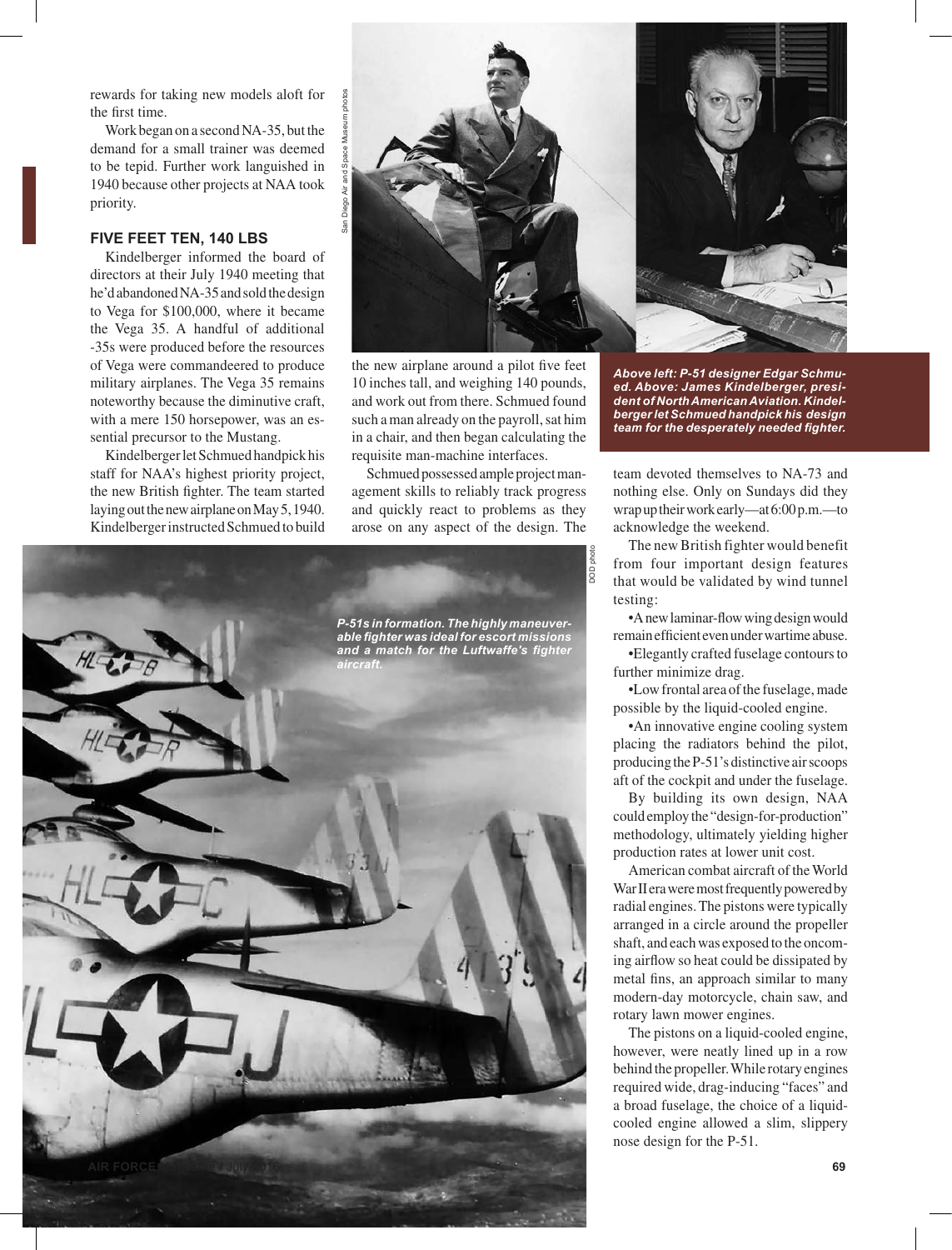rewards for taking new models aloft for the first time.

Work began on a second NA-35, but the demand for a small trainer was deemed to be tepid. Further work languished in 1940 because other projects at NAA took priority.

### FIVE FEET TEN, 140 LBS

Kindelberger informed the board of directors at their July 1940 meeting that he'd abandoned NA-35 and sold the design to Vega for $100,000, where it became the Vega 35. A handful of additional -35s were produced before the resources of Vega were commandeered to produce military airplanes. The Vega 35 remains noteworthy because the diminutive craft, with a mere 150 horsepower, was an essential precursor to the Mustang.

Kindelberger let Schmued handpick his staff for NAA's highest priority project, the new British fighter. The team started laying out the new airplane on May 5, 1940. Kindelberger instructed Schmued to build the new airplane around a pilot five feet 10 inches tall, and weighing 140 pounds, and work out from there. Schmued found such a man already on the payroll, sat him in a chair, and then began calculating the requisite man-machine interfaces.

Schmued possessed ample project management skills to reliably track progress and quickly react to problems as they arose on any aspect of the design. The team devoted themselves to NA-73 and nothing else. Only on Sundays did they wrap up their work early—at 6:00 p.m.—to acknowledge the weekend.

*San Diego Air and Space Museum photos*

***Above left: P-51 designer Edgar Schmued. Above: James Kindelberger, president of North American Aviation. Kindelberger let Schmued handpick his design team for the desperately needed fighter.***

*DOD photo*

***P-51s in formation. The highly maneuverable fighter was ideal for escort missions and a match for the Luftwaffe's fighter aircraft.***

The new British fighter would benefit from four important design features that would be validated by wind tunnel testing:

- A new laminar-flow wing design would remain efficient even under wartime abuse.
- Elegantly crafted fuselage contours to further minimize drag.
- Low frontal area of the fuselage, made possible by the liquid-cooled engine.
- An innovative engine cooling system placing the radiators behind the pilot, producing the P-51's distinctive air scoops aft of the cockpit and under the fuselage.

By building its own design, NAA could employ the "design-for-production" methodology, ultimately yielding higher production rates at lower unit cost.

American combat aircraft of the World War II era were most frequently powered by radial engines. The pistons were typically arranged in a circle around the propeller shaft, and each was exposed to the oncoming airflow so heat could be dissipated by metal fins, an approach similar to many modern-day motorcycle, chain saw, and rotary lawn mower engines.

The pistons on a liquid-cooled engine, however, were neatly lined up in a row behind the propeller. While rotary engines required wide, drag-inducing "faces" and a broad fuselage, the choice of a liquid-cooled engine allowed a slim, slippery nose design for the P-51.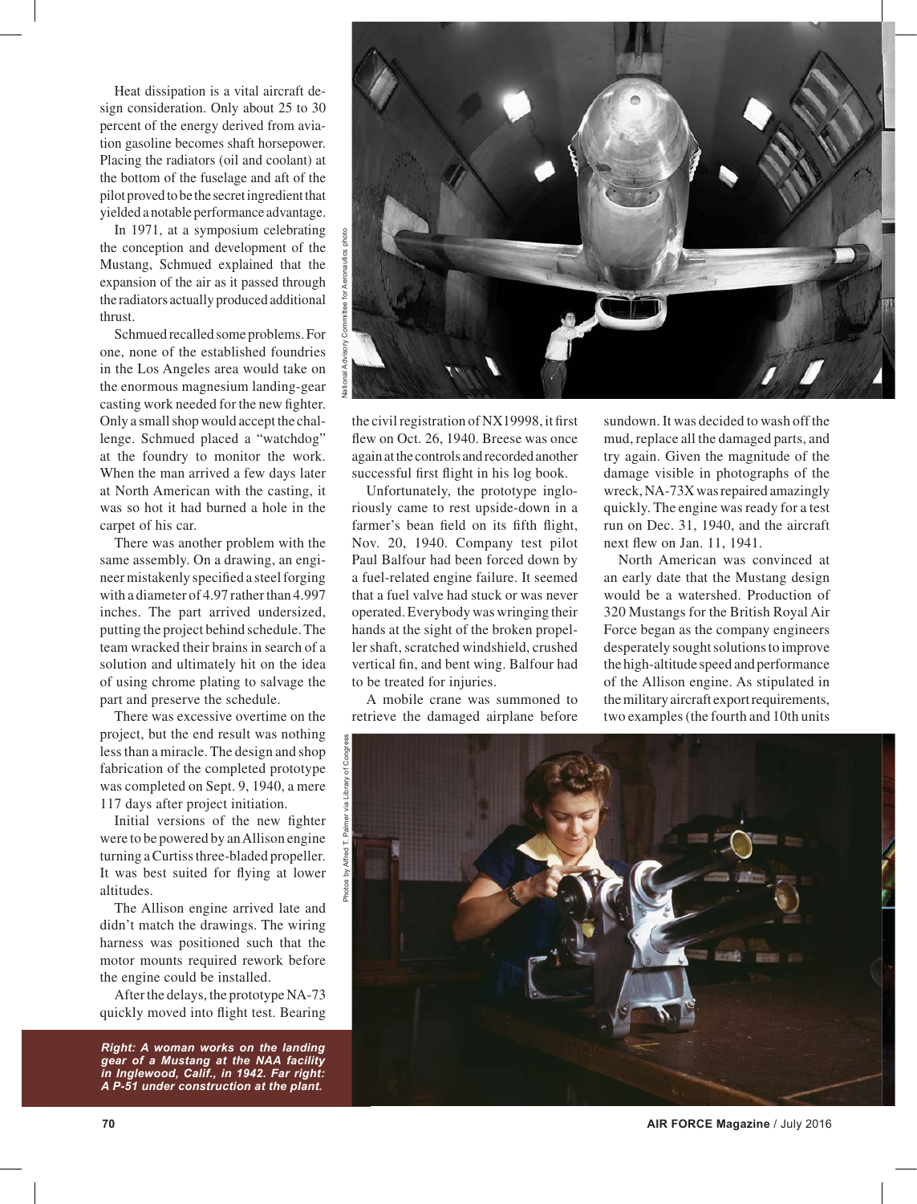Heat dissipation is a vital aircraft design consideration. Only about 25 to 30 percent of the energy derived from aviation gasoline becomes shaft horsepower. Placing the radiators (oil and coolant) at the bottom of the fuselage and aft of the pilot proved to be the secret ingredient that yielded a notable performance advantage.

In 1971, at a symposium celebrating the conception and development of the Mustang, Schmued explained that the expansion of the air as it passed through the radiators actually produced additional thrust.

Schmued recalled some problems. For one, none of the established foundries in the Los Angeles area would take on the enormous magnesium landing-gear casting work needed for the new fighter. Only a small shop would accept the challenge. Schmued placed a "watchdog" at the foundry to monitor the work. When the man arrived a few days later at North American with the casting, it was so hot it had burned a hole in the carpet of his car.

There was another problem with the same assembly. On a drawing, an engineer mistakenly specified a steel forging with a diameter of 4.97 rather than 4.997 inches. The part arrived undersized, putting the project behind schedule. The team wracked their brains in search of a solution and ultimately hit on the idea of using chrome plating to salvage the part and preserve the schedule.

There was excessive overtime on the project, but the end result was nothing less than a miracle. The design and shop fabrication of the completed prototype was completed on Sept. 9, 1940, a mere 117 days after project initiation.

Initial versions of the new fighter were to be powered by an Allison engine turning a Curtiss three-bladed propeller. It was best suited for flying at lower altitudes.

The Allison engine arrived late and didn't match the drawings. The wiring harness was positioned such that the motor mounts required rework before the engine could be installed.

After the delays, the prototype NA-73 quickly moved into flight test. Bearing the civil registration of NX19998, it first flew on Oct. 26, 1940. Breese was once again at the controls and recorded another successful first flight in his log book.

Unfortunately, the prototype ingloriously came to rest upside-down in a farmer's bean field on its fifth flight, Nov. 20, 1940. Company test pilot Paul Balfour had been forced down by a fuel-related engine failure. It seemed that a fuel valve had stuck or was never operated. Everybody was wringing their hands at the sight of the broken propeller shaft, scratched windshield, crushed vertical fin, and bent wing. Balfour had to be treated for injuries.

A mobile crane was summoned to retrieve the damaged airplane before sundown. It was decided to wash off the mud, replace all the damaged parts, and try again. Given the magnitude of the damage visible in photographs of the wreck, NA-73X was repaired amazingly quickly. The engine was ready for a test run on Dec. 31, 1940, and the aircraft next flew on Jan. 11, 1941.

North American was convinced at an early date that the Mustang design would be a watershed. Production of 320 Mustangs for the British Royal Air Force began as the company engineers desperately sought solutions to improve the high-altitude speed and performance of the Allison engine. As stipulated in the military aircraft export requirements, two examples (the fourth and 10th units

National Advisory Committee for Aeronautics photo

Photos by Alfred T. Palmer via Library of Congress

***Right: A woman works on the landing gear of a Mustang at the NAA facility in Inglewood, Calif., in 1942. Far right: A P-51 under construction at the plant.***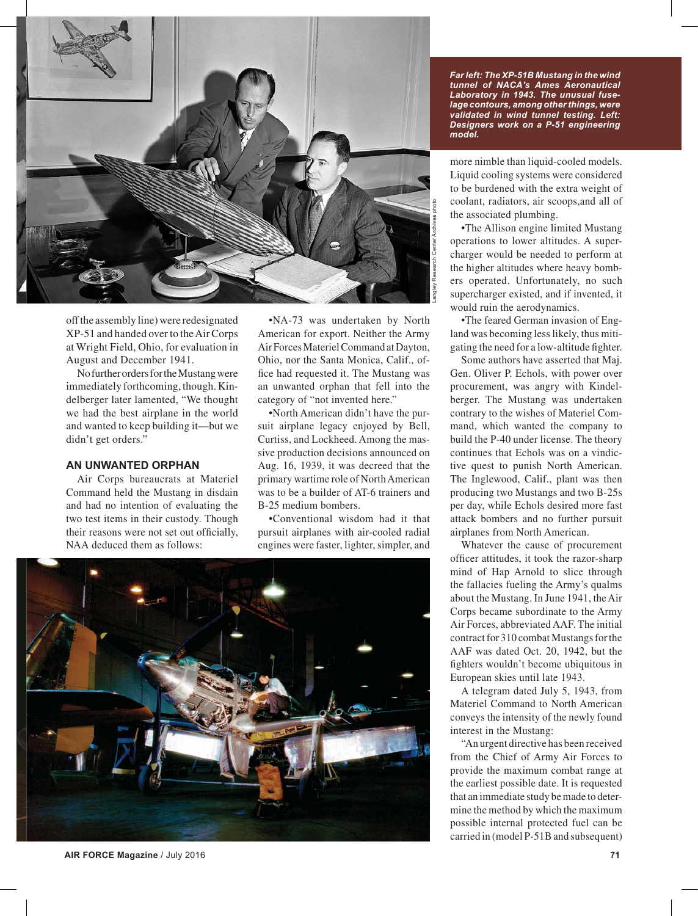*Far left: The XP-51B Mustang in the wind tunnel of NACA's Ames Aeronautical Laboratory in 1943. The unusual fuselage contours, among other things, were validated in wind tunnel testing. Left: Designers work on a P-51 engineering model.*

off the assembly line) were redesignated XP-51 and handed over to the Air Corps at Wright Field, Ohio, for evaluation in August and December 1941.

No further orders for the Mustang were immediately forthcoming, though. Kindelberger later lamented, "We thought we had the best airplane in the world and wanted to keep building it—but we didn't get orders."

### AN UNWANTED ORPHAN

Air Corps bureaucrats at Materiel Command held the Mustang in disdain and had no intention of evaluating the two test items in their custody. Though their reasons were not set out officially, NAA deduced them as follows:

•NA-73 was undertaken by North American for export. Neither the Army Air Forces Materiel Command at Dayton, Ohio, nor the Santa Monica, Calif., office had requested it. The Mustang was an unwanted orphan that fell into the category of "not invented here."

•North American didn't have the pursuit airplane legacy enjoyed by Bell, Curtiss, and Lockheed. Among the massive production decisions announced on Aug. 16, 1939, it was decreed that the primary wartime role of North American was to be a builder of AT-6 trainers and B-25 medium bombers.

•Conventional wisdom had it that pursuit airplanes with air-cooled radial engines were faster, lighter, simpler, and more nimble than liquid-cooled models. Liquid cooling systems were considered to be burdened with the extra weight of coolant, radiators, air scoops,and all of the associated plumbing.

•The Allison engine limited Mustang operations to lower altitudes. A supercharger would be needed to perform at the higher altitudes where heavy bombers operated. Unfortunately, no such supercharger existed, and if invented, it would ruin the aerodynamics.

•The feared German invasion of England was becoming less likely, thus mitigating the need for a low-altitude fighter.

Some authors have asserted that Maj. Gen. Oliver P. Echols, with power over procurement, was angry with Kindelberger. The Mustang was undertaken contrary to the wishes of Materiel Command, which wanted the company to build the P-40 under license. The theory continues that Echols was on a vindictive quest to punish North American. The Inglewood, Calif., plant was then producing two Mustangs and two B-25s per day, while Echols desired more fast attack bombers and no further pursuit airplanes from North American.

Whatever the cause of procurement officer attitudes, it took the razor-sharp mind of Hap Arnold to slice through the fallacies fueling the Army's qualms about the Mustang. In June 1941, the Air Corps became subordinate to the Army Air Forces, abbreviated AAF. The initial contract for 310 combat Mustangs for the AAF was dated Oct. 20, 1942, but the fighters wouldn't become ubiquitous in European skies until late 1943.

A telegram dated July 5, 1943, from Materiel Command to North American conveys the intensity of the newly found interest in the Mustang:

"An urgent directive has been received from the Chief of Army Air Forces to provide the maximum combat range at the earliest possible date. It is requested that an immediate study be made to determine the method by which the maximum possible internal protected fuel can be carried in (model P-51B and subsequent)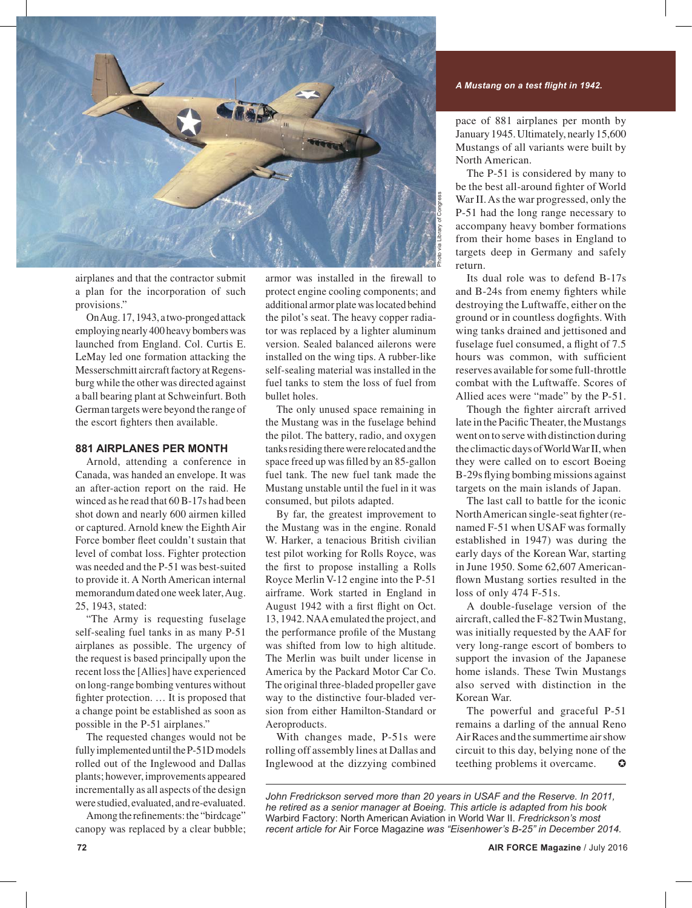A Mustang on a test flight in 1942.

Photo via Library of Congress

airplanes and that the contractor submit a plan for the incorporation of such provisions."

On Aug. 17, 1943, a two-pronged attack employing nearly 400 heavy bombers was launched from England. Col. Curtis E. LeMay led one formation attacking the Messerschmitt aircraft factory at Regensburg while the other was directed against a ball bearing plant at Schweinfurt. Both German targets were beyond the range of the escort fighters then available.

### 881 AIRPLANES PER MONTH

Arnold, attending a conference in Canada, was handed an envelope. It was an after-action report on the raid. He winced as he read that 60 B-17s had been shot down and nearly 600 airmen killed or captured. Arnold knew the Eighth Air Force bomber fleet couldn't sustain that level of combat loss. Fighter protection was needed and the P-51 was best-suited to provide it. A North American internal memorandum dated one week later, Aug. 25, 1943, stated:

"The Army is requesting fuselage self-sealing fuel tanks in as many P-51 airplanes as possible. The urgency of the request is based principally upon the recent loss the [Allies] have experienced on long-range bombing ventures without fighter protection. … It is proposed that a change point be established as soon as possible in the P-51 airplanes."

The requested changes would not be fully implemented until the P-51D models rolled out of the Inglewood and Dallas plants; however, improvements appeared incrementally as all aspects of the design were studied, evaluated, and re-evaluated.

Among the refinements: the "birdcage" canopy was replaced by a clear bubble; armor was installed in the firewall to protect engine cooling components; and additional armor plate was located behind the pilot's seat. The heavy copper radiator was replaced by a lighter aluminum version. Sealed balanced ailerons were installed on the wing tips. A rubber-like self-sealing material was installed in the fuel tanks to stem the loss of fuel from bullet holes.

The only unused space remaining in the Mustang was in the fuselage behind the pilot. The battery, radio, and oxygen tanks residing there were relocated and the space freed up was filled by an 85-gallon fuel tank. The new fuel tank made the Mustang unstable until the fuel in it was consumed, but pilots adapted.

By far, the greatest improvement to the Mustang was in the engine. Ronald W. Harker, a tenacious British civilian test pilot working for Rolls Royce, was the first to propose installing a Rolls Royce Merlin V-12 engine into the P-51 airframe. Work started in England in August 1942 with a first flight on Oct. 13, 1942. NAA emulated the project, and the performance profile of the Mustang was shifted from low to high altitude. The Merlin was built under license in America by the Packard Motor Car Co. The original three-bladed propeller gave way to the distinctive four-bladed version from either Hamilton-Standard or Aeroproducts.

With changes made, P-51s were rolling off assembly lines at Dallas and Inglewood at the dizzying combined pace of 881 airplanes per month by January 1945. Ultimately, nearly 15,600 Mustangs of all variants were built by North American.

The P-51 is considered by many to be the best all-around fighter of World War II. As the war progressed, only the P-51 had the long range necessary to accompany heavy bomber formations from their home bases in England to targets deep in Germany and safely return.

Its dual role was to defend B-17s and B-24s from enemy fighters while destroying the Luftwaffe, either on the ground or in countless dogfights. With wing tanks drained and jettisoned and fuselage fuel consumed, a flight of 7.5 hours was common, with sufficient reserves available for some full-throttle combat with the Luftwaffe. Scores of Allied aces were "made" by the P-51.

Though the fighter aircraft arrived late in the Pacific Theater, the Mustangs went on to serve with distinction during the climactic days of World War II, when they were called on to escort Boeing B-29s flying bombing missions against targets on the main islands of Japan.

The last call to battle for the iconic North American single-seat fighter (renamed F-51 when USAF was formally established in 1947) was during the early days of the Korean War, starting in June 1950. Some 62,607 American-flown Mustang sorties resulted in the loss of only 474 F-51s.

A double-fuselage version of the aircraft, called the F-82 Twin Mustang, was initially requested by the AAF for very long-range escort of bombers to support the invasion of the Japanese home islands. These Twin Mustangs also served with distinction in the Korean War.

The powerful and graceful P-51 remains a darling of the annual Reno Air Races and the summertime air show circuit to this day, belying none of the teething problems it overcame. ✪

*John Fredrickson served more than 20 years in USAF and the Reserve. In 2011, he retired as a senior manager at Boeing. This article is adapted from his book* Warbird Factory: North American Aviation in World War II. *Fredrickson's most recent article for* Air Force Magazine *was "Eisenhower's B-25" in December 2014.*